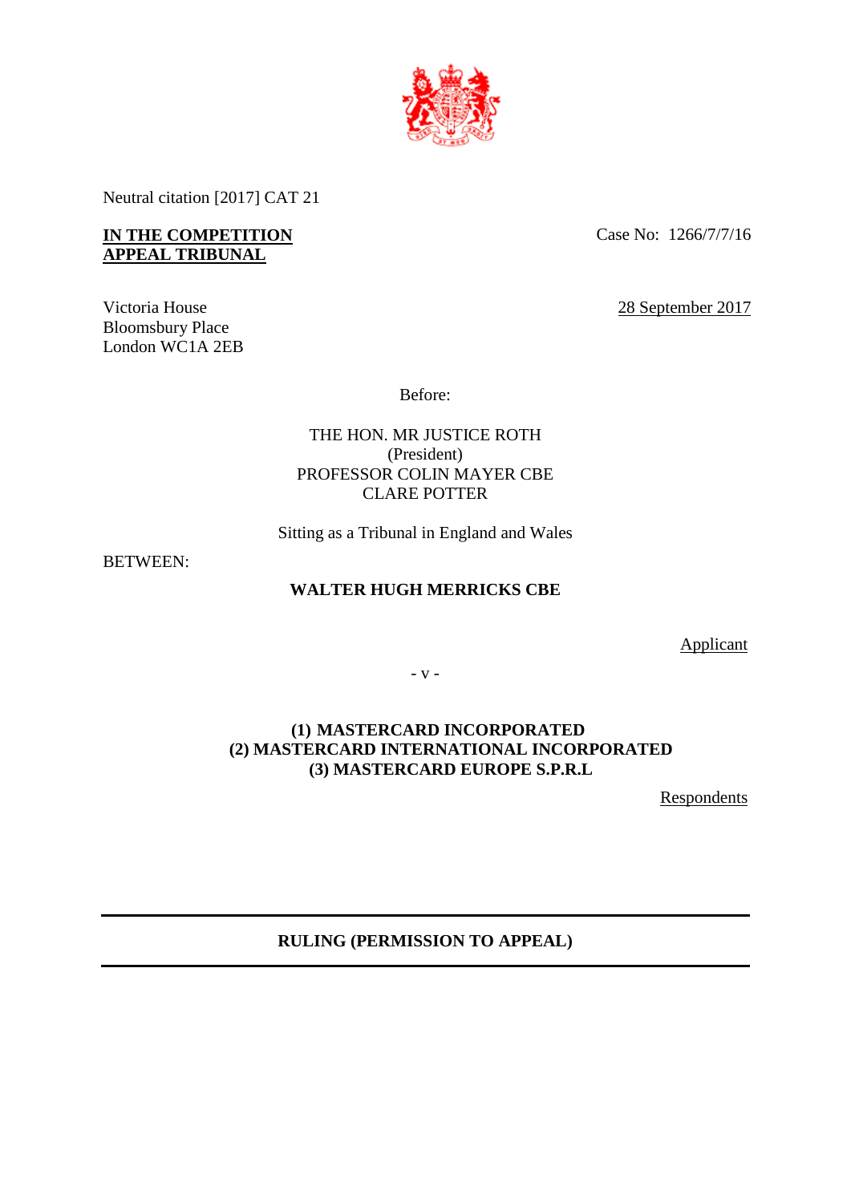Neutral citation [2017] CAT 21

**IN THE COMPETITION APPEAL TRIBUNAL**

Case No: 1266/7/7/16

Victoria House
Bloomsbury Place
London WC1A 2EB

28 September 2017

Before:

THE HON. MR JUSTICE ROTH
(President)
PROFESSOR COLIN MAYER CBE
CLARE POTTER

Sitting as a Tribunal in England and Wales

BETWEEN:

**WALTER HUGH MERRICKS CBE**

Applicant

\- v -

**(1) MASTERCARD INCORPORATED**
**(2) MASTERCARD INTERNATIONAL INCORPORATED**
**(3) MASTERCARD EUROPE S.P.R.L**

Respondents

---

**RULING (PERMISSION TO APPEAL)**

---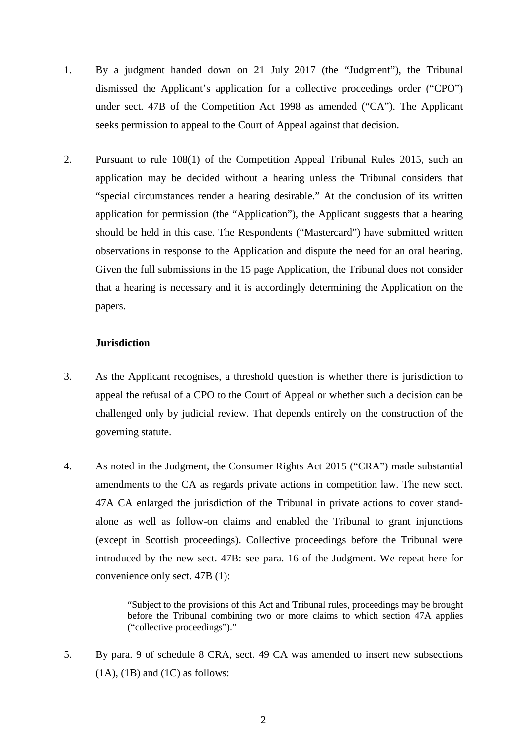1. By a judgment handed down on 21 July 2017 (the "Judgment"), the Tribunal dismissed the Applicant's application for a collective proceedings order ("CPO") under sect. 47B of the Competition Act 1998 as amended ("CA"). The Applicant seeks permission to appeal to the Court of Appeal against that decision.

2. Pursuant to rule 108(1) of the Competition Appeal Tribunal Rules 2015, such an application may be decided without a hearing unless the Tribunal considers that "special circumstances render a hearing desirable." At the conclusion of its written application for permission (the "Application"), the Applicant suggests that a hearing should be held in this case. The Respondents ("Mastercard") have submitted written observations in response to the Application and dispute the need for an oral hearing. Given the full submissions in the 15 page Application, the Tribunal does not consider that a hearing is necessary and it is accordingly determining the Application on the papers.

**Jurisdiction**

3. As the Applicant recognises, a threshold question is whether there is jurisdiction to appeal the refusal of a CPO to the Court of Appeal or whether such a decision can be challenged only by judicial review. That depends entirely on the construction of the governing statute.

4. As noted in the Judgment, the Consumer Rights Act 2015 ("CRA") made substantial amendments to the CA as regards private actions in competition law. The new sect. 47A CA enlarged the jurisdiction of the Tribunal in private actions to cover stand-alone as well as follow-on claims and enabled the Tribunal to grant injunctions (except in Scottish proceedings). Collective proceedings before the Tribunal were introduced by the new sect. 47B: see para. 16 of the Judgment. We repeat here for convenience only sect. 47B (1):

> "Subject to the provisions of this Act and Tribunal rules, proceedings may be brought before the Tribunal combining two or more claims to which section 47A applies ("collective proceedings")."

5. By para. 9 of schedule 8 CRA, sect. 49 CA was amended to insert new subsections (1A), (1B) and (1C) as follows: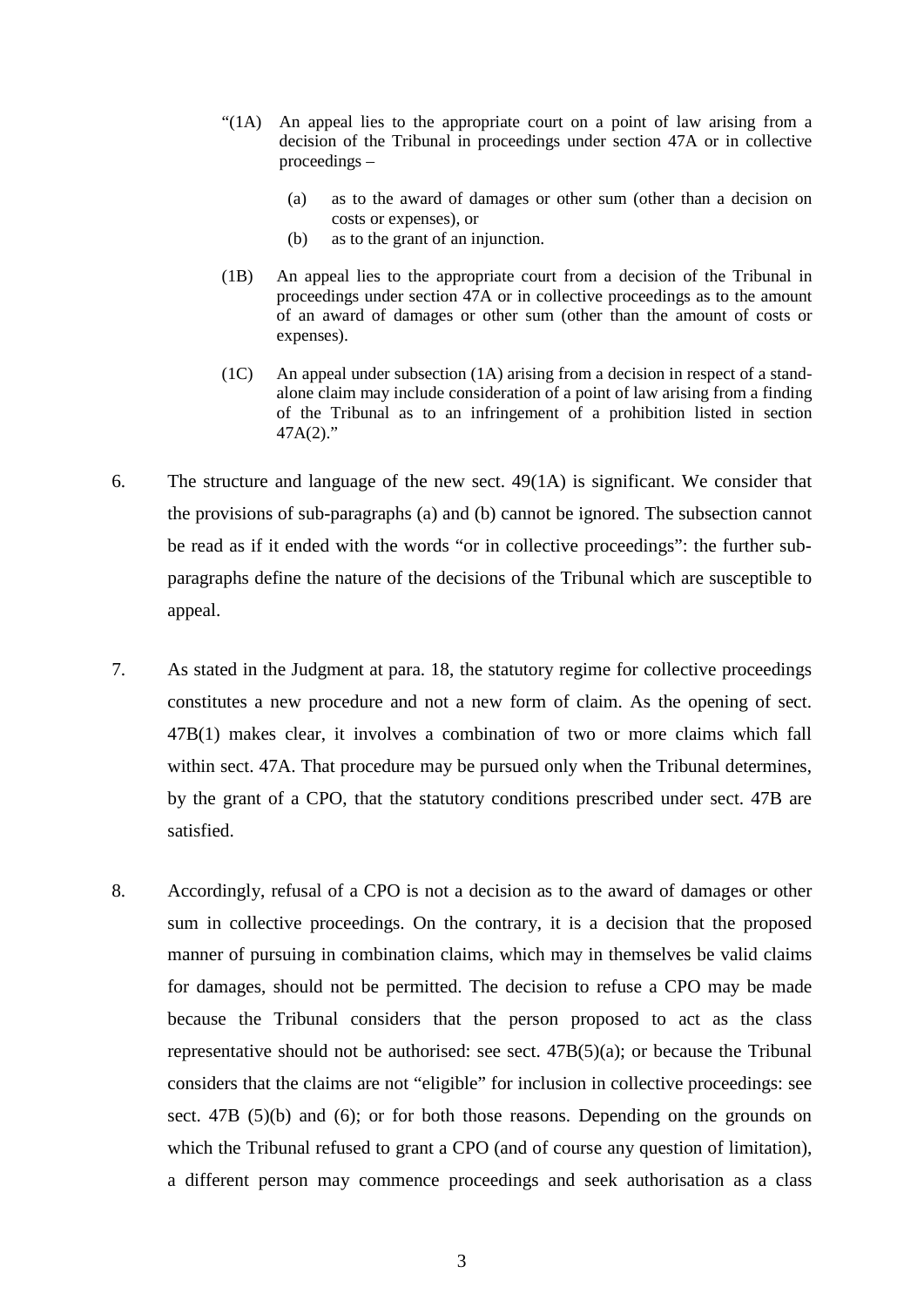> "(1A) An appeal lies to the appropriate court on a point of law arising from a decision of the Tribunal in proceedings under section 47A or in collective proceedings –
>
> (a) as to the award of damages or other sum (other than a decision on costs or expenses), or
>
> (b) as to the grant of an injunction.
>
> (1B) An appeal lies to the appropriate court from a decision of the Tribunal in proceedings under section 47A or in collective proceedings as to the amount of an award of damages or other sum (other than the amount of costs or expenses).
>
> (1C) An appeal under subsection (1A) arising from a decision in respect of a stand-alone claim may include consideration of a point of law arising from a finding of the Tribunal as to an infringement of a prohibition listed in section 47A(2)."

6. The structure and language of the new sect. 49(1A) is significant. We consider that the provisions of sub-paragraphs (a) and (b) cannot be ignored. The subsection cannot be read as if it ended with the words "or in collective proceedings": the further sub-paragraphs define the nature of the decisions of the Tribunal which are susceptible to appeal.

7. As stated in the Judgment at para. 18, the statutory regime for collective proceedings constitutes a new procedure and not a new form of claim. As the opening of sect. 47B(1) makes clear, it involves a combination of two or more claims which fall within sect. 47A. That procedure may be pursued only when the Tribunal determines, by the grant of a CPO, that the statutory conditions prescribed under sect. 47B are satisfied.

8. Accordingly, refusal of a CPO is not a decision as to the award of damages or other sum in collective proceedings. On the contrary, it is a decision that the proposed manner of pursuing in combination claims, which may in themselves be valid claims for damages, should not be permitted. The decision to refuse a CPO may be made because the Tribunal considers that the person proposed to act as the class representative should not be authorised: see sect. 47B(5)(a); or because the Tribunal considers that the claims are not "eligible" for inclusion in collective proceedings: see sect. 47B (5)(b) and (6); or for both those reasons. Depending on the grounds on which the Tribunal refused to grant a CPO (and of course any question of limitation), a different person may commence proceedings and seek authorisation as a class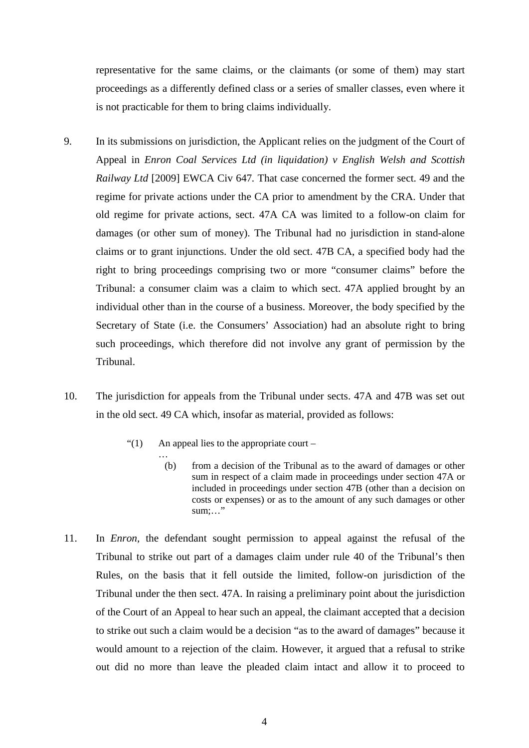representative for the same claims, or the claimants (or some of them) may start proceedings as a differently defined class or a series of smaller classes, even where it is not practicable for them to bring claims individually.

9. In its submissions on jurisdiction, the Applicant relies on the judgment of the Court of Appeal in *Enron Coal Services Ltd (in liquidation) v English Welsh and Scottish Railway Ltd* [2009] EWCA Civ 647. That case concerned the former sect. 49 and the regime for private actions under the CA prior to amendment by the CRA. Under that old regime for private actions, sect. 47A CA was limited to a follow-on claim for damages (or other sum of money). The Tribunal had no jurisdiction in stand-alone claims or to grant injunctions. Under the old sect. 47B CA, a specified body had the right to bring proceedings comprising two or more "consumer claims" before the Tribunal: a consumer claim was a claim to which sect. 47A applied brought by an individual other than in the course of a business. Moreover, the body specified by the Secretary of State (i.e. the Consumers' Association) had an absolute right to bring such proceedings, which therefore did not involve any grant of permission by the Tribunal.

10. The jurisdiction for appeals from the Tribunal under sects. 47A and 47B was set out in the old sect. 49 CA which, insofar as material, provided as follows:

> "(1) An appeal lies to the appropriate court –
>
> …
>
> (b) from a decision of the Tribunal as to the award of damages or other sum in respect of a claim made in proceedings under section 47A or included in proceedings under section 47B (other than a decision on costs or expenses) or as to the amount of any such damages or other sum;…"

11. In *Enron*, the defendant sought permission to appeal against the refusal of the Tribunal to strike out part of a damages claim under rule 40 of the Tribunal's then Rules, on the basis that it fell outside the limited, follow-on jurisdiction of the Tribunal under the then sect. 47A. In raising a preliminary point about the jurisdiction of the Court of an Appeal to hear such an appeal, the claimant accepted that a decision to strike out such a claim would be a decision "as to the award of damages" because it would amount to a rejection of the claim. However, it argued that a refusal to strike out did no more than leave the pleaded claim intact and allow it to proceed to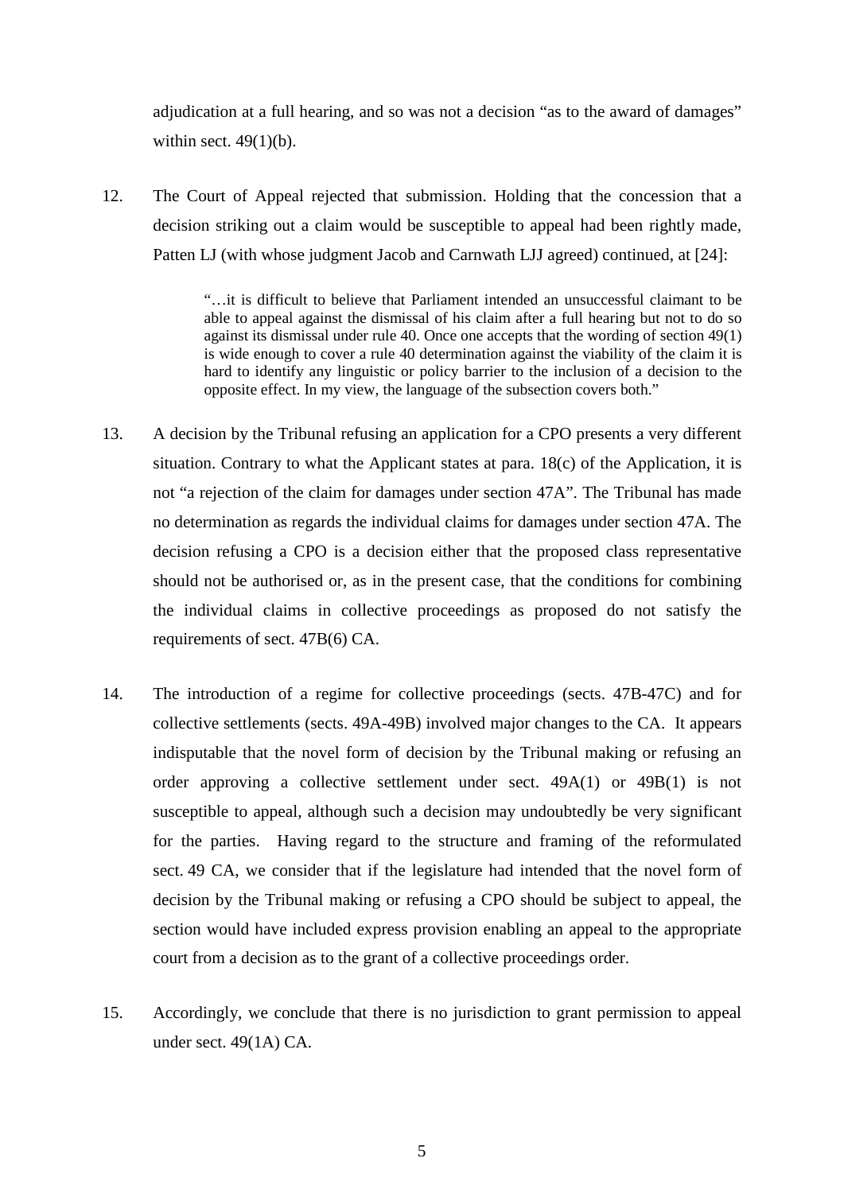adjudication at a full hearing, and so was not a decision "as to the award of damages" within sect. 49(1)(b).

12. The Court of Appeal rejected that submission. Holding that the concession that a decision striking out a claim would be susceptible to appeal had been rightly made, Patten LJ (with whose judgment Jacob and Carnwath LJJ agreed) continued, at [24]:

> "…it is difficult to believe that Parliament intended an unsuccessful claimant to be able to appeal against the dismissal of his claim after a full hearing but not to do so against its dismissal under rule 40. Once one accepts that the wording of section 49(1) is wide enough to cover a rule 40 determination against the viability of the claim it is hard to identify any linguistic or policy barrier to the inclusion of a decision to the opposite effect. In my view, the language of the subsection covers both."

13. A decision by the Tribunal refusing an application for a CPO presents a very different situation. Contrary to what the Applicant states at para. 18(c) of the Application, it is not "a rejection of the claim for damages under section 47A". The Tribunal has made no determination as regards the individual claims for damages under section 47A. The decision refusing a CPO is a decision either that the proposed class representative should not be authorised or, as in the present case, that the conditions for combining the individual claims in collective proceedings as proposed do not satisfy the requirements of sect. 47B(6) CA.

14. The introduction of a regime for collective proceedings (sects. 47B-47C) and for collective settlements (sects. 49A-49B) involved major changes to the CA. It appears indisputable that the novel form of decision by the Tribunal making or refusing an order approving a collective settlement under sect. 49A(1) or 49B(1) is not susceptible to appeal, although such a decision may undoubtedly be very significant for the parties. Having regard to the structure and framing of the reformulated sect. 49 CA, we consider that if the legislature had intended that the novel form of decision by the Tribunal making or refusing a CPO should be subject to appeal, the section would have included express provision enabling an appeal to the appropriate court from a decision as to the grant of a collective proceedings order.

15. Accordingly, we conclude that there is no jurisdiction to grant permission to appeal under sect. 49(1A) CA.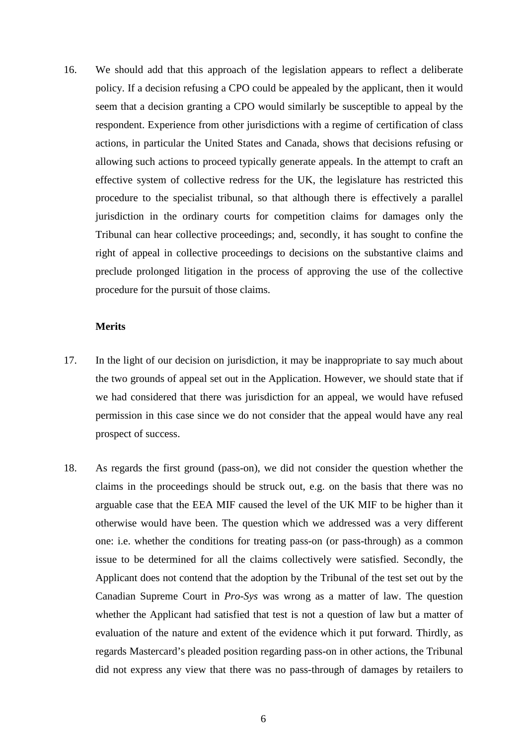16. We should add that this approach of the legislation appears to reflect a deliberate policy. If a decision refusing a CPO could be appealed by the applicant, then it would seem that a decision granting a CPO would similarly be susceptible to appeal by the respondent. Experience from other jurisdictions with a regime of certification of class actions, in particular the United States and Canada, shows that decisions refusing or allowing such actions to proceed typically generate appeals. In the attempt to craft an effective system of collective redress for the UK, the legislature has restricted this procedure to the specialist tribunal, so that although there is effectively a parallel jurisdiction in the ordinary courts for competition claims for damages only the Tribunal can hear collective proceedings; and, secondly, it has sought to confine the right of appeal in collective proceedings to decisions on the substantive claims and preclude prolonged litigation in the process of approving the use of the collective procedure for the pursuit of those claims.

**Merits**

17. In the light of our decision on jurisdiction, it may be inappropriate to say much about the two grounds of appeal set out in the Application. However, we should state that if we had considered that there was jurisdiction for an appeal, we would have refused permission in this case since we do not consider that the appeal would have any real prospect of success.

18. As regards the first ground (pass-on), we did not consider the question whether the claims in the proceedings should be struck out, e.g. on the basis that there was no arguable case that the EEA MIF caused the level of the UK MIF to be higher than it otherwise would have been. The question which we addressed was a very different one: i.e. whether the conditions for treating pass-on (or pass-through) as a common issue to be determined for all the claims collectively were satisfied. Secondly, the Applicant does not contend that the adoption by the Tribunal of the test set out by the Canadian Supreme Court in *Pro-Sys* was wrong as a matter of law. The question whether the Applicant had satisfied that test is not a question of law but a matter of evaluation of the nature and extent of the evidence which it put forward. Thirdly, as regards Mastercard's pleaded position regarding pass-on in other actions, the Tribunal did not express any view that there was no pass-through of damages by retailers to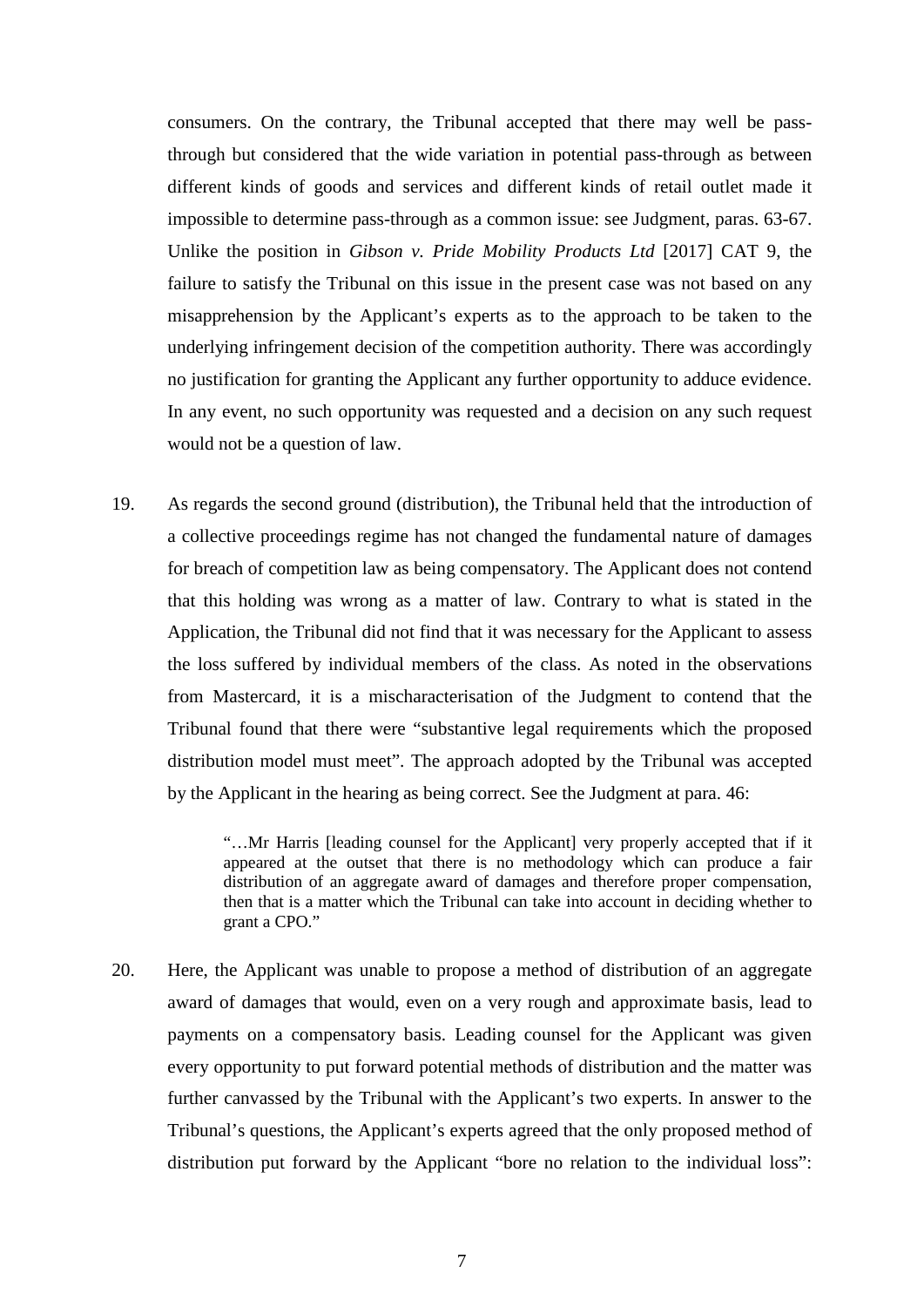consumers. On the contrary, the Tribunal accepted that there may well be pass-through but considered that the wide variation in potential pass-through as between different kinds of goods and services and different kinds of retail outlet made it impossible to determine pass-through as a common issue: see Judgment, paras. 63-67. Unlike the position in *Gibson v. Pride Mobility Products Ltd* [2017] CAT 9, the failure to satisfy the Tribunal on this issue in the present case was not based on any misapprehension by the Applicant's experts as to the approach to be taken to the underlying infringement decision of the competition authority. There was accordingly no justification for granting the Applicant any further opportunity to adduce evidence. In any event, no such opportunity was requested and a decision on any such request would not be a question of law.

19. As regards the second ground (distribution), the Tribunal held that the introduction of a collective proceedings regime has not changed the fundamental nature of damages for breach of competition law as being compensatory. The Applicant does not contend that this holding was wrong as a matter of law. Contrary to what is stated in the Application, the Tribunal did not find that it was necessary for the Applicant to assess the loss suffered by individual members of the class. As noted in the observations from Mastercard, it is a mischaracterisation of the Judgment to contend that the Tribunal found that there were "substantive legal requirements which the proposed distribution model must meet". The approach adopted by the Tribunal was accepted by the Applicant in the hearing as being correct. See the Judgment at para. 46:

> "…Mr Harris [leading counsel for the Applicant] very properly accepted that if it appeared at the outset that there is no methodology which can produce a fair distribution of an aggregate award of damages and therefore proper compensation, then that is a matter which the Tribunal can take into account in deciding whether to grant a CPO."

20. Here, the Applicant was unable to propose a method of distribution of an aggregate award of damages that would, even on a very rough and approximate basis, lead to payments on a compensatory basis. Leading counsel for the Applicant was given every opportunity to put forward potential methods of distribution and the matter was further canvassed by the Tribunal with the Applicant's two experts. In answer to the Tribunal's questions, the Applicant's experts agreed that the only proposed method of distribution put forward by the Applicant "bore no relation to the individual loss":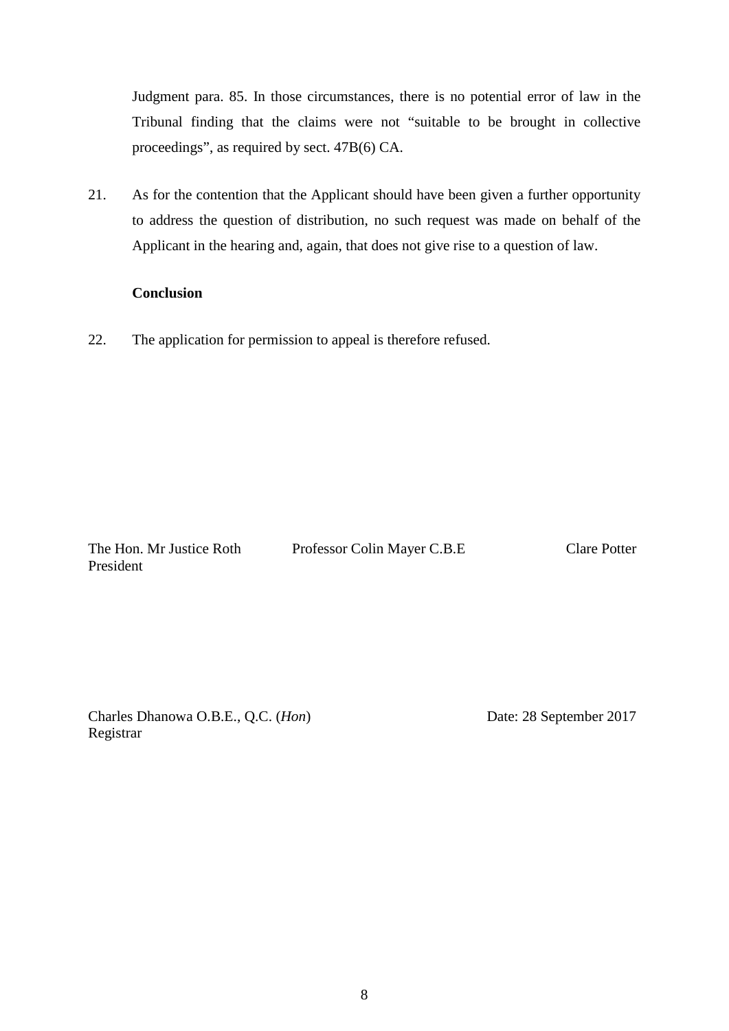Judgment para. 85. In those circumstances, there is no potential error of law in the Tribunal finding that the claims were not "suitable to be brought in collective proceedings", as required by sect. 47B(6) CA.

21. As for the contention that the Applicant should have been given a further opportunity to address the question of distribution, no such request was made on behalf of the Applicant in the hearing and, again, that does not give rise to a question of law.

**Conclusion**

22. The application for permission to appeal is therefore refused.

The Hon. Mr Justice Roth
President

Professor Colin Mayer C.B.E

Clare Potter

Charles Dhanowa O.B.E., Q.C. (*Hon*)
Registrar

Date: 28 September 2017